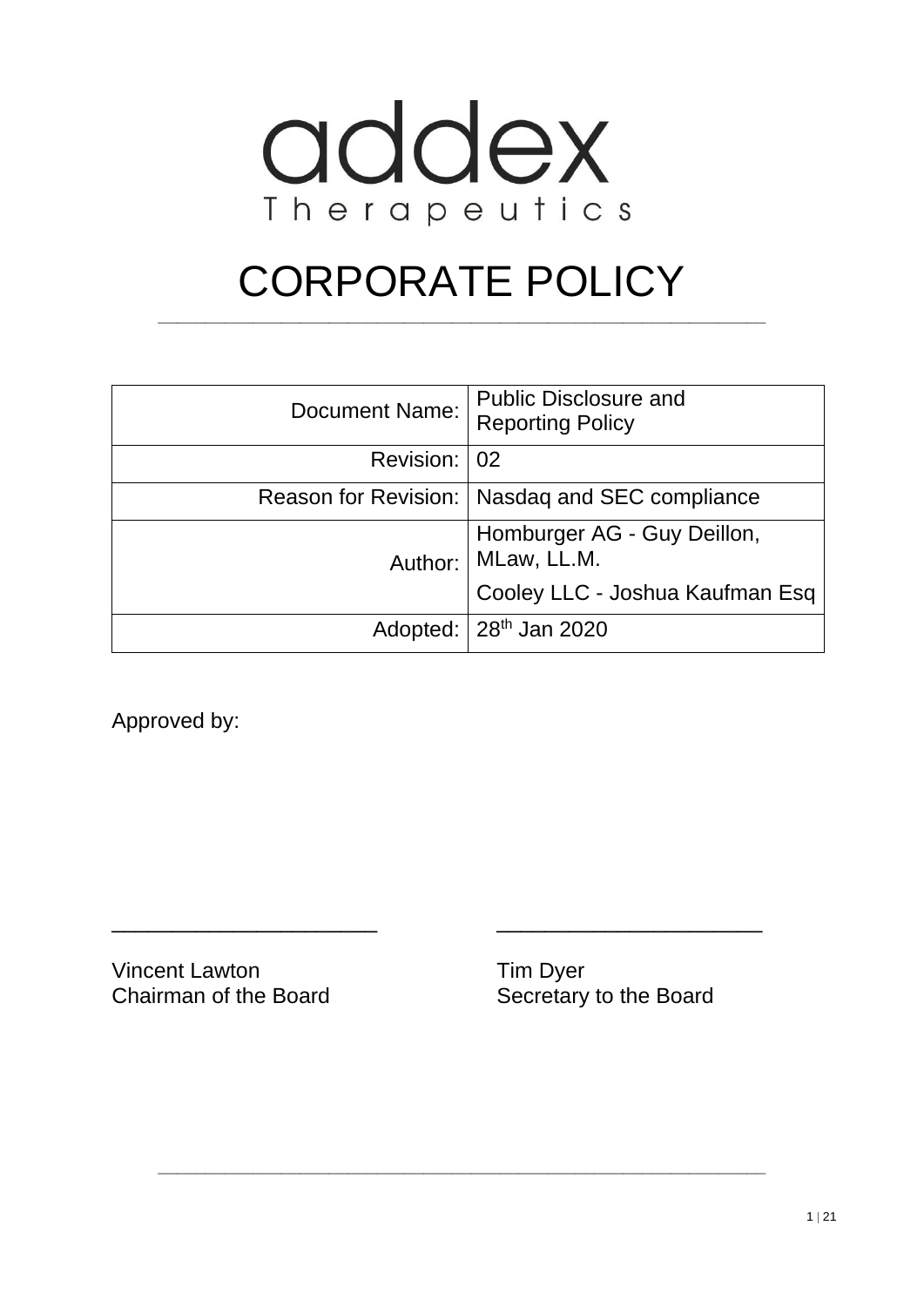addex

Therapeutics

# CORPORATE POLICY

| | |
|---|---|
| Document Name: | Public Disclosure and Reporting Policy |
| Revision: | 02 |
| Reason for Revision: | Nasdaq and SEC compliance |
| Author: | Homburger AG - Guy Deillon, MLaw, LL.M.<br>Cooley LLC - Joshua Kaufman Esq |
| Adopted: | 28th Jan 2020 |

Approved by:

_____________________ _____________________

Vincent Lawton
Chairman of the Board

Tim Dyer
Secretary to the Board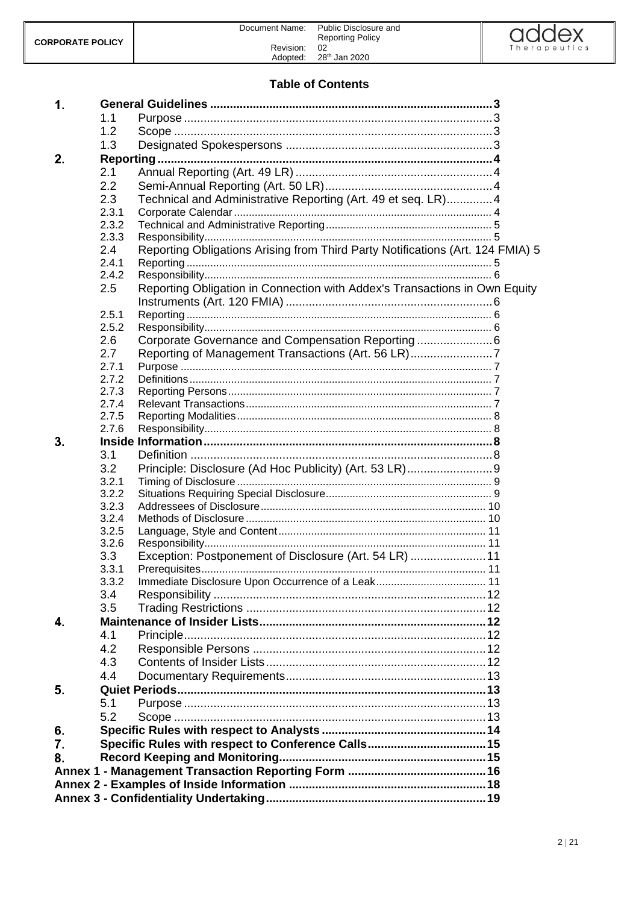## Table of Contents

| | | | |
|---|---|---|---|
| **1.** | **General Guidelines** | | **3** |
| | 1.1 | Purpose | 3 |
| | 1.2 | Scope | 3 |
| | 1.3 | Designated Spokespersons | 3 |
| **2.** | **Reporting** | | **4** |
| | 2.1 | Annual Reporting (Art. 49 LR) | 4 |
| | 2.2 | Semi-Annual Reporting (Art. 50 LR) | 4 |
| | 2.3 | Technical and Administrative Reporting (Art. 49 et seq. LR) | 4 |
| | 2.3.1 | Corporate Calendar | 4 |
| | 2.3.2 | Technical and Administrative Reporting | 5 |
| | 2.3.3 | Responsibility | 5 |
| | 2.4 | Reporting Obligations Arising from Third Party Notifications (Art. 124 FMIA) | 5 |
| | 2.4.1 | Reporting | 5 |
| | 2.4.2 | Responsibility | 6 |
| | 2.5 | Reporting Obligation in Connection with Addex's Transactions in Own Equity Instruments (Art. 120 FMIA) | 6 |
| | 2.5.1 | Reporting | 6 |
| | 2.5.2 | Responsibility | 6 |
| | 2.6 | Corporate Governance and Compensation Reporting | 6 |
| | 2.7 | Reporting of Management Transactions (Art. 56 LR) | 7 |
| | 2.7.1 | Purpose | 7 |
| | 2.7.2 | Definitions | 7 |
| | 2.7.3 | Reporting Persons | 7 |
| | 2.7.4 | Relevant Transactions | 7 |
| | 2.7.5 | Reporting Modalities | 8 |
| | 2.7.6 | Responsibility | 8 |
| **3.** | **Inside Information** | | **8** |
| | 3.1 | Definition | 8 |
| | 3.2 | Principle: Disclosure (Ad Hoc Publicity) (Art. 53 LR) | 9 |
| | 3.2.1 | Timing of Disclosure | 9 |
| | 3.2.2 | Situations Requiring Special Disclosure | 9 |
| | 3.2.3 | Addressees of Disclosure | 10 |
| | 3.2.4 | Methods of Disclosure | 10 |
| | 3.2.5 | Language, Style and Content | 11 |
| | 3.2.6 | Responsibility | 11 |
| | 3.3 | Exception: Postponement of Disclosure (Art. 54 LR) | 11 |
| | 3.3.1 | Prerequisites | 11 |
| | 3.3.2 | Immediate Disclosure Upon Occurrence of a Leak | 11 |
| | 3.4 | Responsibility | 12 |
| | 3.5 | Trading Restrictions | 12 |
| **4.** | **Maintenance of Insider Lists** | | **12** |
| | 4.1 | Principle | 12 |
| | 4.2 | Responsible Persons | 12 |
| | 4.3 | Contents of Insider Lists | 12 |
| | 4.4 | Documentary Requirements | 13 |
| **5.** | **Quiet Periods** | | **13** |
| | 5.1 | Purpose | 13 |
| | 5.2 | Scope | 13 |
| **6.** | **Specific Rules with respect to Analysts** | | **14** |
| **7.** | **Specific Rules with respect to Conference Calls** | | **15** |
| **8.** | **Record Keeping and Monitoring** | | **15** |
| **Annex 1 - Management Transaction Reporting Form** | | | **16** |
| **Annex 2 - Examples of Inside Information** | | | **18** |
| **Annex 3 - Confidentiality Undertaking** | | | **19** |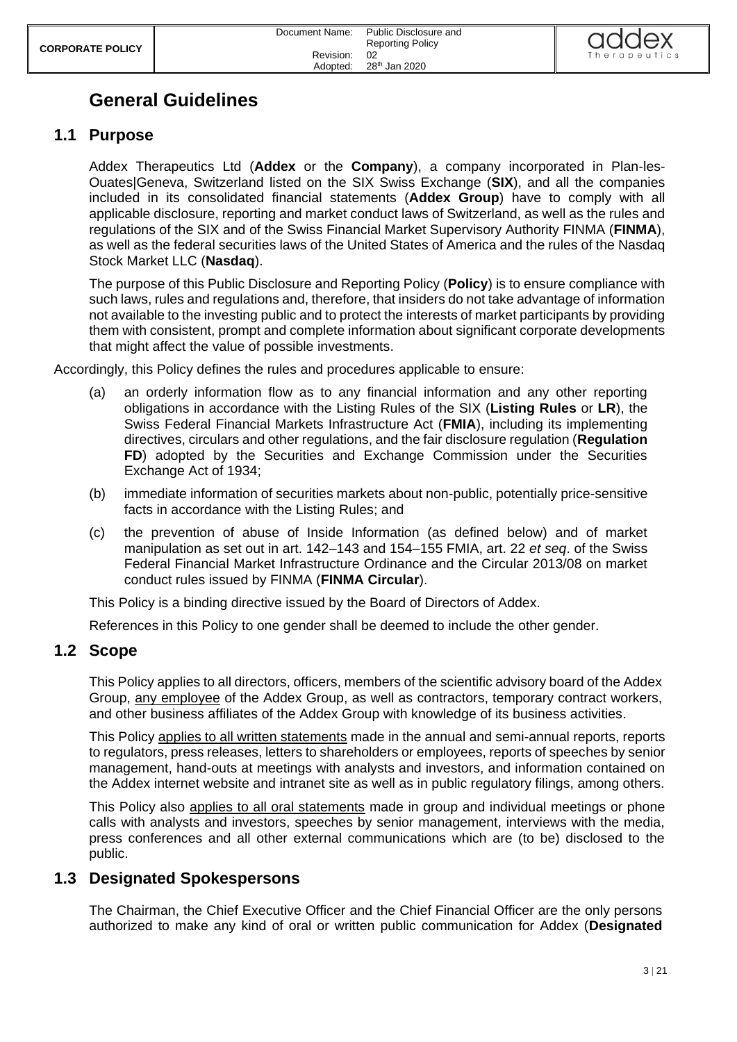# General Guidelines

## 1.1 Purpose

Addex Therapeutics Ltd (**Addex** or the **Company**), a company incorporated in Plan-les-Ouates|Geneva, Switzerland listed on the SIX Swiss Exchange (**SIX**), and all the companies included in its consolidated financial statements (**Addex Group**) have to comply with all applicable disclosure, reporting and market conduct laws of Switzerland, as well as the rules and regulations of the SIX and of the Swiss Financial Market Supervisory Authority FINMA (**FINMA**), as well as the federal securities laws of the United States of America and the rules of the Nasdaq Stock Market LLC (**Nasdaq**).

The purpose of this Public Disclosure and Reporting Policy (**Policy**) is to ensure compliance with such laws, rules and regulations and, therefore, that insiders do not take advantage of information not available to the investing public and to protect the interests of market participants by providing them with consistent, prompt and complete information about significant corporate developments that might affect the value of possible investments.

Accordingly, this Policy defines the rules and procedures applicable to ensure:

(a) an orderly information flow as to any financial information and any other reporting obligations in accordance with the Listing Rules of the SIX (**Listing Rules** or **LR**), the Swiss Federal Financial Markets Infrastructure Act (**FMIA**), including its implementing directives, circulars and other regulations, and the fair disclosure regulation (**Regulation FD**) adopted by the Securities and Exchange Commission under the Securities Exchange Act of 1934;

(b) immediate information of securities markets about non-public, potentially price-sensitive facts in accordance with the Listing Rules; and

(c) the prevention of abuse of Inside Information (as defined below) and of market manipulation as set out in art. 142–143 and 154–155 FMIA, art. 22 *et seq*. of the Swiss Federal Financial Market Infrastructure Ordinance and the Circular 2013/08 on market conduct rules issued by FINMA (**FINMA Circular**).

This Policy is a binding directive issued by the Board of Directors of Addex.

References in this Policy to one gender shall be deemed to include the other gender.

## 1.2 Scope

This Policy applies to all directors, officers, members of the scientific advisory board of the Addex Group, <u>any employee</u> of the Addex Group, as well as contractors, temporary contract workers, and other business affiliates of the Addex Group with knowledge of its business activities.

This Policy <u>applies to all written statements</u> made in the annual and semi-annual reports, reports to regulators, press releases, letters to shareholders or employees, reports of speeches by senior management, hand-outs at meetings with analysts and investors, and information contained on the Addex internet website and intranet site as well as in public regulatory filings, among others.

This Policy also <u>applies to all oral statements</u> made in group and individual meetings or phone calls with analysts and investors, speeches by senior management, interviews with the media, press conferences and all other external communications which are (to be) disclosed to the public.

## 1.3 Designated Spokespersons

The Chairman, the Chief Executive Officer and the Chief Financial Officer are the only persons authorized to make any kind of oral or written public communication for Addex (**Designated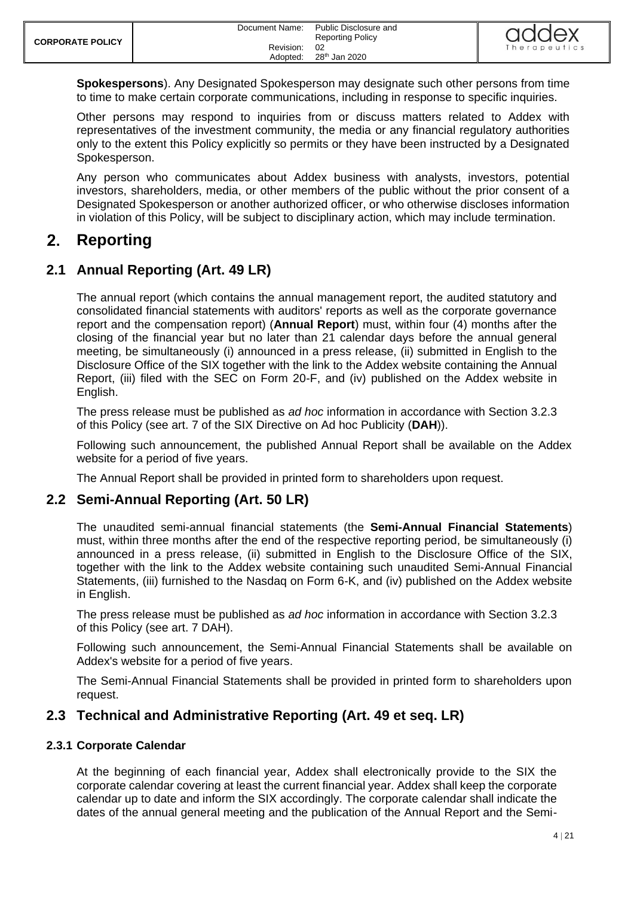**Spokespersons**). Any Designated Spokesperson may designate such other persons from time to time to make certain corporate communications, including in response to specific inquiries.

Other persons may respond to inquiries from or discuss matters related to Addex with representatives of the investment community, the media or any financial regulatory authorities only to the extent this Policy explicitly so permits or they have been instructed by a Designated Spokesperson.

Any person who communicates about Addex business with analysts, investors, potential investors, shareholders, media, or other members of the public without the prior consent of a Designated Spokesperson or another authorized officer, or who otherwise discloses information in violation of this Policy, will be subject to disciplinary action, which may include termination.

# 2. Reporting

## 2.1 Annual Reporting (Art. 49 LR)

The annual report (which contains the annual management report, the audited statutory and consolidated financial statements with auditors' reports as well as the corporate governance report and the compensation report) (**Annual Report**) must, within four (4) months after the closing of the financial year but no later than 21 calendar days before the annual general meeting, be simultaneously (i) announced in a press release, (ii) submitted in English to the Disclosure Office of the SIX together with the link to the Addex website containing the Annual Report, (iii) filed with the SEC on Form 20-F, and (iv) published on the Addex website in English.

The press release must be published as *ad hoc* information in accordance with Section 3.2.3 of this Policy (see art. 7 of the SIX Directive on Ad hoc Publicity (**DAH**)).

Following such announcement, the published Annual Report shall be available on the Addex website for a period of five years.

The Annual Report shall be provided in printed form to shareholders upon request.

## 2.2 Semi-Annual Reporting (Art. 50 LR)

The unaudited semi-annual financial statements (the **Semi-Annual Financial Statements**) must, within three months after the end of the respective reporting period, be simultaneously (i) announced in a press release, (ii) submitted in English to the Disclosure Office of the SIX, together with the link to the Addex website containing such unaudited Semi-Annual Financial Statements, (iii) furnished to the Nasdaq on Form 6-K, and (iv) published on the Addex website in English.

The press release must be published as *ad hoc* information in accordance with Section 3.2.3 of this Policy (see art. 7 DAH).

Following such announcement, the Semi-Annual Financial Statements shall be available on Addex's website for a period of five years.

The Semi-Annual Financial Statements shall be provided in printed form to shareholders upon request.

## 2.3 Technical and Administrative Reporting (Art. 49 et seq. LR)

### 2.3.1 Corporate Calendar

At the beginning of each financial year, Addex shall electronically provide to the SIX the corporate calendar covering at least the current financial year. Addex shall keep the corporate calendar up to date and inform the SIX accordingly. The corporate calendar shall indicate the dates of the annual general meeting and the publication of the Annual Report and the Semi-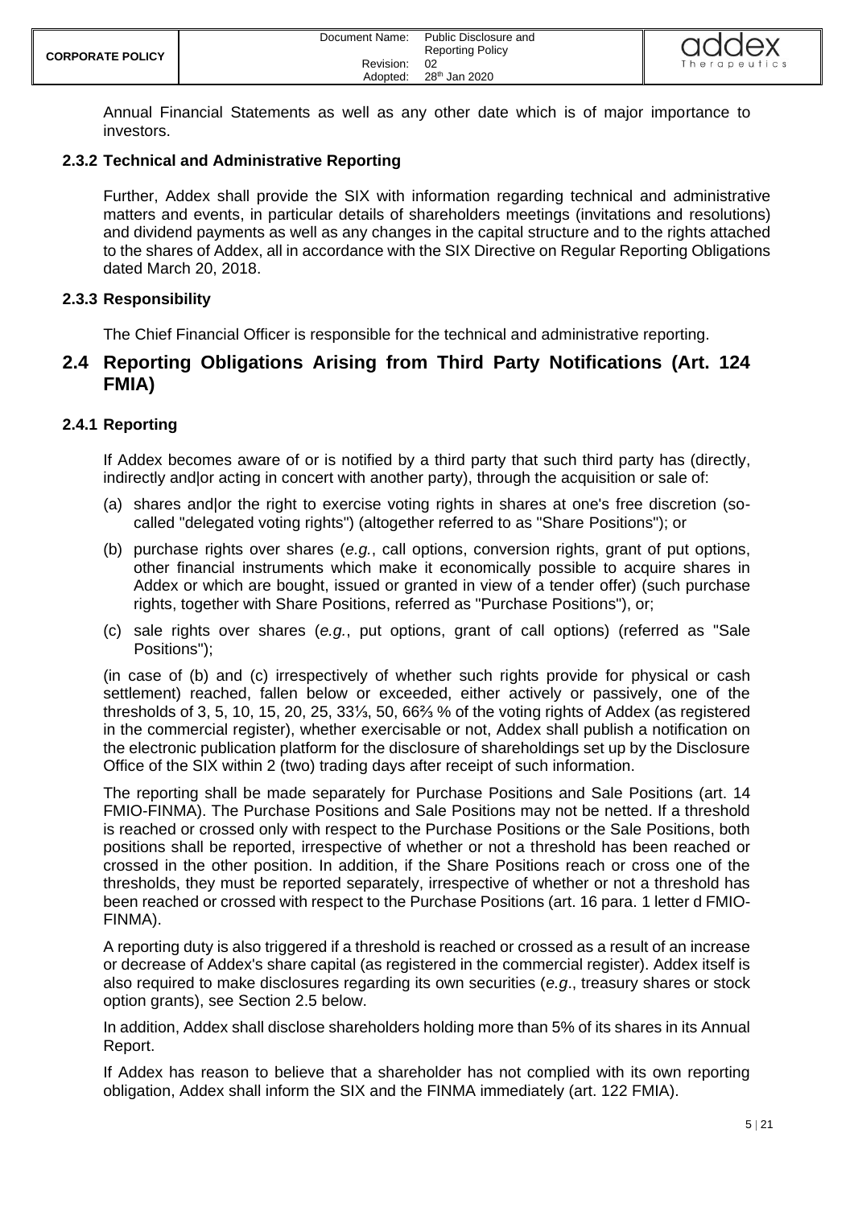Annual Financial Statements as well as any other date which is of major importance to investors.

### 2.3.2 Technical and Administrative Reporting

Further, Addex shall provide the SIX with information regarding technical and administrative matters and events, in particular details of shareholders meetings (invitations and resolutions) and dividend payments as well as any changes in the capital structure and to the rights attached to the shares of Addex, all in accordance with the SIX Directive on Regular Reporting Obligations dated March 20, 2018.

### 2.3.3 Responsibility

The Chief Financial Officer is responsible for the technical and administrative reporting.

## 2.4 Reporting Obligations Arising from Third Party Notifications (Art. 124 FMIA)

### 2.4.1 Reporting

If Addex becomes aware of or is notified by a third party that such third party has (directly, indirectly and|or acting in concert with another party), through the acquisition or sale of:

(a) shares and|or the right to exercise voting rights in shares at one's free discretion (so-called "delegated voting rights") (altogether referred to as "Share Positions"); or

(b) purchase rights over shares (*e.g.*, call options, conversion rights, grant of put options, other financial instruments which make it economically possible to acquire shares in Addex or which are bought, issued or granted in view of a tender offer) (such purchase rights, together with Share Positions, referred as "Purchase Positions"), or;

(c) sale rights over shares (*e.g.*, put options, grant of call options) (referred as "Sale Positions");

(in case of (b) and (c) irrespectively of whether such rights provide for physical or cash settlement) reached, fallen below or exceeded, either actively or passively, one of the thresholds of 3, 5, 10, 15, 20, 25, 33⅓, 50, 66⅔ % of the voting rights of Addex (as registered in the commercial register), whether exercisable or not, Addex shall publish a notification on the electronic publication platform for the disclosure of shareholdings set up by the Disclosure Office of the SIX within 2 (two) trading days after receipt of such information.

The reporting shall be made separately for Purchase Positions and Sale Positions (art. 14 FMIO-FINMA). The Purchase Positions and Sale Positions may not be netted. If a threshold is reached or crossed only with respect to the Purchase Positions or the Sale Positions, both positions shall be reported, irrespective of whether or not a threshold has been reached or crossed in the other position. In addition, if the Share Positions reach or cross one of the thresholds, they must be reported separately, irrespective of whether or not a threshold has been reached or crossed with respect to the Purchase Positions (art. 16 para. 1 letter d FMIO-FINMA).

A reporting duty is also triggered if a threshold is reached or crossed as a result of an increase or decrease of Addex's share capital (as registered in the commercial register). Addex itself is also required to make disclosures regarding its own securities (*e.g*., treasury shares or stock option grants), see Section 2.5 below.

In addition, Addex shall disclose shareholders holding more than 5% of its shares in its Annual Report.

If Addex has reason to believe that a shareholder has not complied with its own reporting obligation, Addex shall inform the SIX and the FINMA immediately (art. 122 FMIA).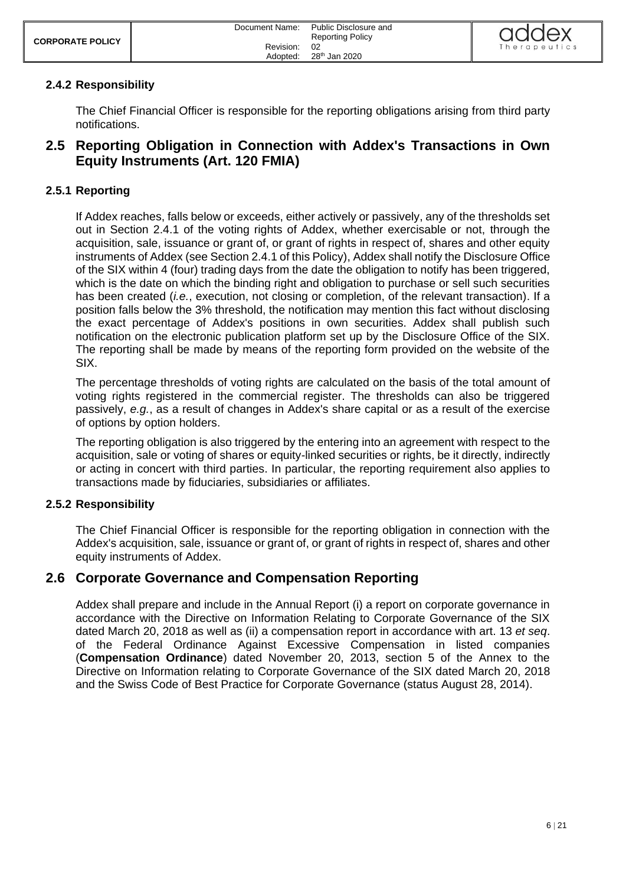### 2.4.2 Responsibility

The Chief Financial Officer is responsible for the reporting obligations arising from third party notifications.

## 2.5 Reporting Obligation in Connection with Addex's Transactions in Own Equity Instruments (Art. 120 FMIA)

### 2.5.1 Reporting

If Addex reaches, falls below or exceeds, either actively or passively, any of the thresholds set out in Section 2.4.1 of the voting rights of Addex, whether exercisable or not, through the acquisition, sale, issuance or grant of, or grant of rights in respect of, shares and other equity instruments of Addex (see Section 2.4.1 of this Policy), Addex shall notify the Disclosure Office of the SIX within 4 (four) trading days from the date the obligation to notify has been triggered, which is the date on which the binding right and obligation to purchase or sell such securities has been created (*i.e.*, execution, not closing or completion, of the relevant transaction). If a position falls below the 3% threshold, the notification may mention this fact without disclosing the exact percentage of Addex's positions in own securities. Addex shall publish such notification on the electronic publication platform set up by the Disclosure Office of the SIX. The reporting shall be made by means of the reporting form provided on the website of the SIX.

The percentage thresholds of voting rights are calculated on the basis of the total amount of voting rights registered in the commercial register. The thresholds can also be triggered passively, *e.g.*, as a result of changes in Addex's share capital or as a result of the exercise of options by option holders.

The reporting obligation is also triggered by the entering into an agreement with respect to the acquisition, sale or voting of shares or equity-linked securities or rights, be it directly, indirectly or acting in concert with third parties. In particular, the reporting requirement also applies to transactions made by fiduciaries, subsidiaries or affiliates.

### 2.5.2 Responsibility

The Chief Financial Officer is responsible for the reporting obligation in connection with the Addex's acquisition, sale, issuance or grant of, or grant of rights in respect of, shares and other equity instruments of Addex.

## 2.6 Corporate Governance and Compensation Reporting

Addex shall prepare and include in the Annual Report (i) a report on corporate governance in accordance with the Directive on Information Relating to Corporate Governance of the SIX dated March 20, 2018 as well as (ii) a compensation report in accordance with art. 13 *et seq*. of the Federal Ordinance Against Excessive Compensation in listed companies (**Compensation Ordinance**) dated November 20, 2013, section 5 of the Annex to the Directive on Information relating to Corporate Governance of the SIX dated March 20, 2018 and the Swiss Code of Best Practice for Corporate Governance (status August 28, 2014).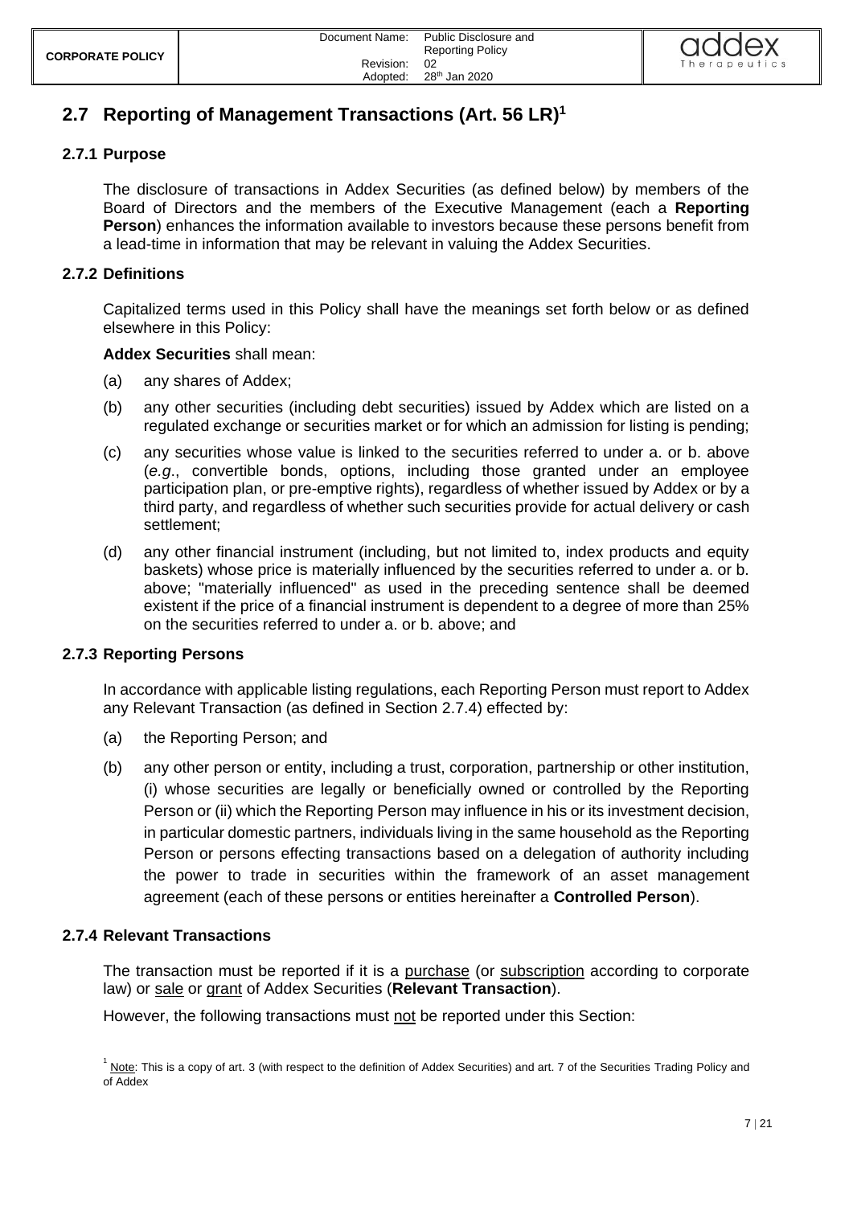## 2.7 Reporting of Management Transactions (Art. 56 LR)[1]

### 2.7.1 Purpose

The disclosure of transactions in Addex Securities (as defined below) by members of the Board of Directors and the members of the Executive Management (each a **Reporting Person**) enhances the information available to investors because these persons benefit from a lead-time in information that may be relevant in valuing the Addex Securities.

### 2.7.2 Definitions

Capitalized terms used in this Policy shall have the meanings set forth below or as defined elsewhere in this Policy:

**Addex Securities** shall mean:

(a) any shares of Addex;

(b) any other securities (including debt securities) issued by Addex which are listed on a regulated exchange or securities market or for which an admission for listing is pending;

(c) any securities whose value is linked to the securities referred to under a. or b. above (*e.g.*, convertible bonds, options, including those granted under an employee participation plan, or pre-emptive rights), regardless of whether issued by Addex or by a third party, and regardless of whether such securities provide for actual delivery or cash settlement;

(d) any other financial instrument (including, but not limited to, index products and equity baskets) whose price is materially influenced by the securities referred to under a. or b. above; "materially influenced" as used in the preceding sentence shall be deemed existent if the price of a financial instrument is dependent to a degree of more than 25% on the securities referred to under a. or b. above; and

### 2.7.3 Reporting Persons

In accordance with applicable listing regulations, each Reporting Person must report to Addex any Relevant Transaction (as defined in Section 2.7.4) effected by:

(a) the Reporting Person; and

(b) any other person or entity, including a trust, corporation, partnership or other institution, (i) whose securities are legally or beneficially owned or controlled by the Reporting Person or (ii) which the Reporting Person may influence in his or its investment decision, in particular domestic partners, individuals living in the same household as the Reporting Person or persons effecting transactions based on a delegation of authority including the power to trade in securities within the framework of an asset management agreement (each of these persons or entities hereinafter a **Controlled Person**).

### 2.7.4 Relevant Transactions

The transaction must be reported if it is a purchase (or subscription according to corporate law) or sale or grant of Addex Securities (**Relevant Transaction**).

However, the following transactions must not be reported under this Section:

[1] Note: This is a copy of art. 3 (with respect to the definition of Addex Securities) and art. 7 of the Securities Trading Policy and of Addex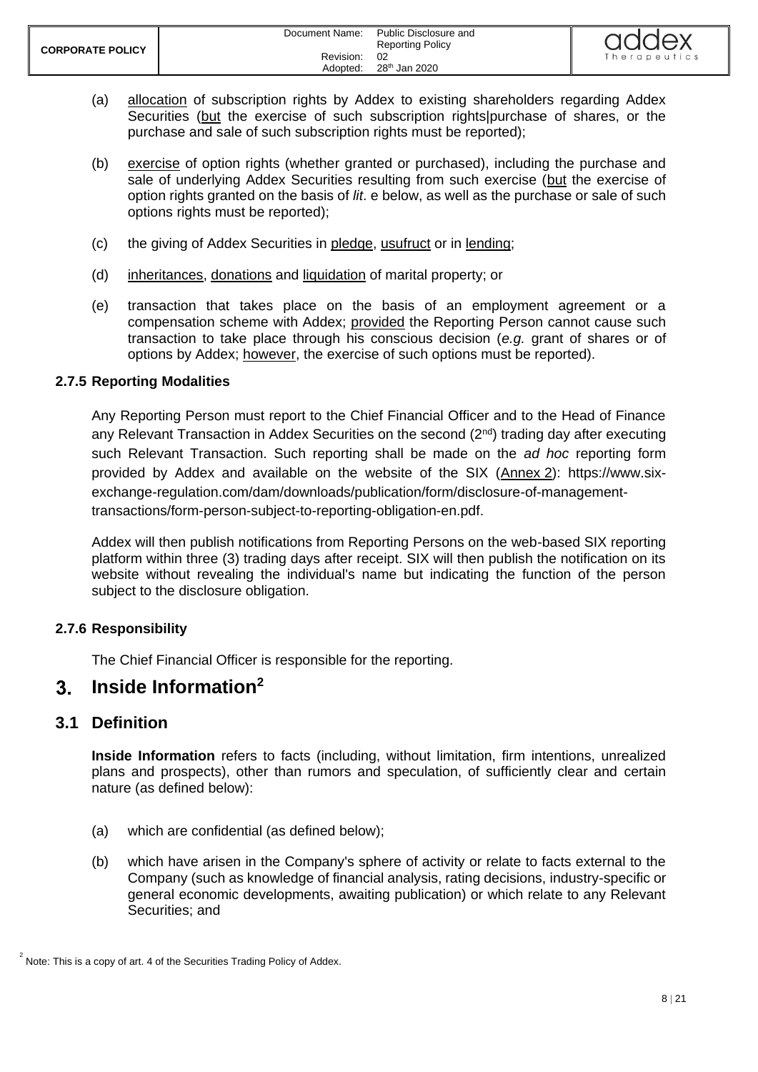(a) allocation of subscription rights by Addex to existing shareholders regarding Addex Securities (but the exercise of such subscription rights|purchase of shares, or the purchase and sale of such subscription rights must be reported);

(b) exercise of option rights (whether granted or purchased), including the purchase and sale of underlying Addex Securities resulting from such exercise (but the exercise of option rights granted on the basis of *lit*. e below, as well as the purchase or sale of such options rights must be reported);

(c) the giving of Addex Securities in pledge, usufruct or in lending;

(d) inheritances, donations and liquidation of marital property; or

(e) transaction that takes place on the basis of an employment agreement or a compensation scheme with Addex; provided the Reporting Person cannot cause such transaction to take place through his conscious decision (*e.g.* grant of shares or of options by Addex; however, the exercise of such options must be reported).

### 2.7.5 Reporting Modalities

Any Reporting Person must report to the Chief Financial Officer and to the Head of Finance any Relevant Transaction in Addex Securities on the second (2nd) trading day after executing such Relevant Transaction. Such reporting shall be made on the *ad hoc* reporting form provided by Addex and available on the website of the SIX (Annex 2): https://www.six-exchange-regulation.com/dam/downloads/publication/form/disclosure-of-management-transactions/form-person-subject-to-reporting-obligation-en.pdf.

Addex will then publish notifications from Reporting Persons on the web-based SIX reporting platform within three (3) trading days after receipt. SIX will then publish the notification on its website without revealing the individual's name but indicating the function of the person subject to the disclosure obligation.

### 2.7.6 Responsibility

The Chief Financial Officer is responsible for the reporting.

# 3. Inside Information[2]

## 3.1 Definition

**Inside Information** refers to facts (including, without limitation, firm intentions, unrealized plans and prospects), other than rumors and speculation, of sufficiently clear and certain nature (as defined below):

(a) which are confidential (as defined below);

(b) which have arisen in the Company's sphere of activity or relate to facts external to the Company (such as knowledge of financial analysis, rating decisions, industry-specific or general economic developments, awaiting publication) or which relate to any Relevant Securities; and

[2] Note: This is a copy of art. 4 of the Securities Trading Policy of Addex.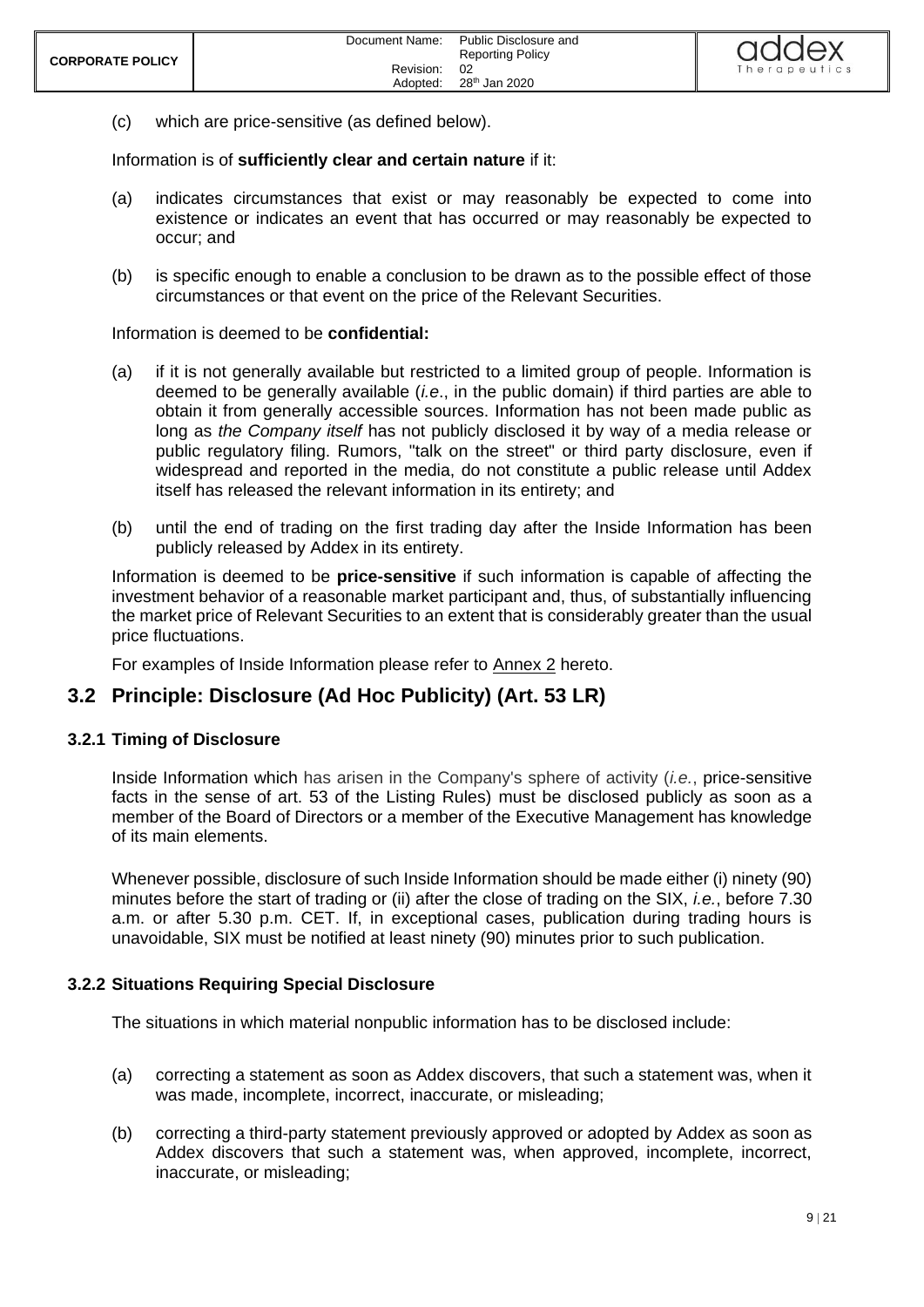(c) which are price-sensitive (as defined below).

Information is of **sufficiently clear and certain nature** if it:

(a) indicates circumstances that exist or may reasonably be expected to come into existence or indicates an event that has occurred or may reasonably be expected to occur; and

(b) is specific enough to enable a conclusion to be drawn as to the possible effect of those circumstances or that event on the price of the Relevant Securities.

Information is deemed to be **confidential:**

(a) if it is not generally available but restricted to a limited group of people. Information is deemed to be generally available (*i.e*., in the public domain) if third parties are able to obtain it from generally accessible sources. Information has not been made public as long as *the Company itself* has not publicly disclosed it by way of a media release or public regulatory filing. Rumors, "talk on the street" or third party disclosure, even if widespread and reported in the media, do not constitute a public release until Addex itself has released the relevant information in its entirety; and

(b) until the end of trading on the first trading day after the Inside Information has been publicly released by Addex in its entirety.

Information is deemed to be **price-sensitive** if such information is capable of affecting the investment behavior of a reasonable market participant and, thus, of substantially influencing the market price of Relevant Securities to an extent that is considerably greater than the usual price fluctuations.

For examples of Inside Information please refer to Annex 2 hereto.

## 3.2 Principle: Disclosure (Ad Hoc Publicity) (Art. 53 LR)

### 3.2.1 Timing of Disclosure

Inside Information which has arisen in the Company's sphere of activity (*i.e.*, price-sensitive facts in the sense of art. 53 of the Listing Rules) must be disclosed publicly as soon as a member of the Board of Directors or a member of the Executive Management has knowledge of its main elements.

Whenever possible, disclosure of such Inside Information should be made either (i) ninety (90) minutes before the start of trading or (ii) after the close of trading on the SIX, *i.e.*, before 7.30 a.m. or after 5.30 p.m. CET. If, in exceptional cases, publication during trading hours is unavoidable, SIX must be notified at least ninety (90) minutes prior to such publication.

### 3.2.2 Situations Requiring Special Disclosure

The situations in which material nonpublic information has to be disclosed include:

(a) correcting a statement as soon as Addex discovers, that such a statement was, when it was made, incomplete, incorrect, inaccurate, or misleading;

(b) correcting a third-party statement previously approved or adopted by Addex as soon as Addex discovers that such a statement was, when approved, incomplete, incorrect, inaccurate, or misleading;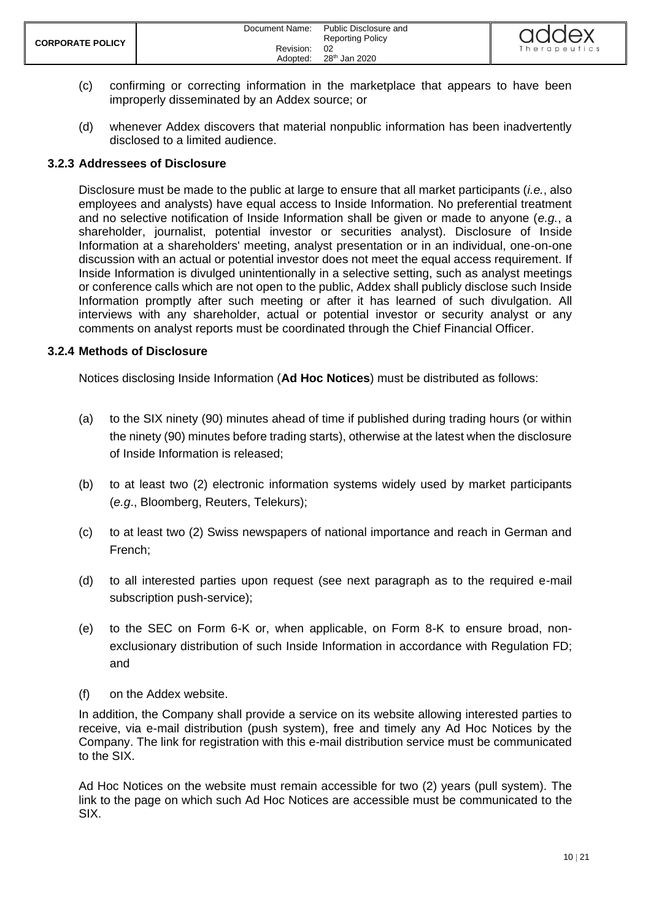(c) confirming or correcting information in the marketplace that appears to have been improperly disseminated by an Addex source; or

(d) whenever Addex discovers that material nonpublic information has been inadvertently disclosed to a limited audience.

### 3.2.3 Addressees of Disclosure

Disclosure must be made to the public at large to ensure that all market participants (*i.e.*, also employees and analysts) have equal access to Inside Information. No preferential treatment and no selective notification of Inside Information shall be given or made to anyone (*e.g.*, a shareholder, journalist, potential investor or securities analyst). Disclosure of Inside Information at a shareholders' meeting, analyst presentation or in an individual, one-on-one discussion with an actual or potential investor does not meet the equal access requirement. If Inside Information is divulged unintentionally in a selective setting, such as analyst meetings or conference calls which are not open to the public, Addex shall publicly disclose such Inside Information promptly after such meeting or after it has learned of such divulgation. All interviews with any shareholder, actual or potential investor or security analyst or any comments on analyst reports must be coordinated through the Chief Financial Officer.

### 3.2.4 Methods of Disclosure

Notices disclosing Inside Information (**Ad Hoc Notices**) must be distributed as follows:

(a) to the SIX ninety (90) minutes ahead of time if published during trading hours (or within the ninety (90) minutes before trading starts), otherwise at the latest when the disclosure of Inside Information is released;

(b) to at least two (2) electronic information systems widely used by market participants (*e.g*., Bloomberg, Reuters, Telekurs);

(c) to at least two (2) Swiss newspapers of national importance and reach in German and French;

(d) to all interested parties upon request (see next paragraph as to the required e-mail subscription push-service);

(e) to the SEC on Form 6-K or, when applicable, on Form 8-K to ensure broad, non-exclusionary distribution of such Inside Information in accordance with Regulation FD; and

(f) on the Addex website.

In addition, the Company shall provide a service on its website allowing interested parties to receive, via e-mail distribution (push system), free and timely any Ad Hoc Notices by the Company. The link for registration with this e-mail distribution service must be communicated to the SIX.

Ad Hoc Notices on the website must remain accessible for two (2) years (pull system). The link to the page on which such Ad Hoc Notices are accessible must be communicated to the SIX.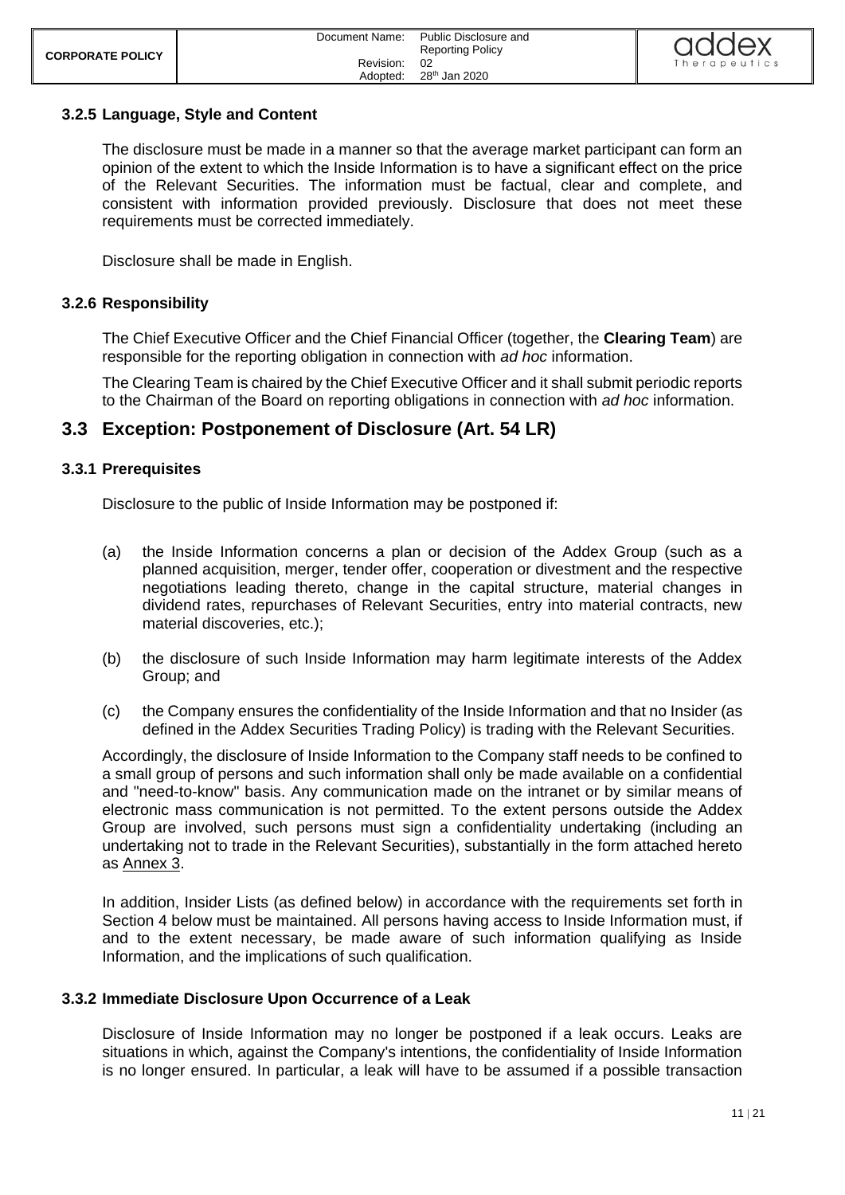### 3.2.5 Language, Style and Content

The disclosure must be made in a manner so that the average market participant can form an opinion of the extent to which the Inside Information is to have a significant effect on the price of the Relevant Securities. The information must be factual, clear and complete, and consistent with information provided previously. Disclosure that does not meet these requirements must be corrected immediately.

Disclosure shall be made in English.

### 3.2.6 Responsibility

The Chief Executive Officer and the Chief Financial Officer (together, the **Clearing Team**) are responsible for the reporting obligation in connection with *ad hoc* information.

The Clearing Team is chaired by the Chief Executive Officer and it shall submit periodic reports to the Chairman of the Board on reporting obligations in connection with *ad hoc* information.

## 3.3 Exception: Postponement of Disclosure (Art. 54 LR)

### 3.3.1 Prerequisites

Disclosure to the public of Inside Information may be postponed if:

(a) the Inside Information concerns a plan or decision of the Addex Group (such as a planned acquisition, merger, tender offer, cooperation or divestment and the respective negotiations leading thereto, change in the capital structure, material changes in dividend rates, repurchases of Relevant Securities, entry into material contracts, new material discoveries, etc.);

(b) the disclosure of such Inside Information may harm legitimate interests of the Addex Group; and

(c) the Company ensures the confidentiality of the Inside Information and that no Insider (as defined in the Addex Securities Trading Policy) is trading with the Relevant Securities.

Accordingly, the disclosure of Inside Information to the Company staff needs to be confined to a small group of persons and such information shall only be made available on a confidential and "need-to-know" basis. Any communication made on the intranet or by similar means of electronic mass communication is not permitted. To the extent persons outside the Addex Group are involved, such persons must sign a confidentiality undertaking (including an undertaking not to trade in the Relevant Securities), substantially in the form attached hereto as Annex 3.

In addition, Insider Lists (as defined below) in accordance with the requirements set forth in Section 4 below must be maintained. All persons having access to Inside Information must, if and to the extent necessary, be made aware of such information qualifying as Inside Information, and the implications of such qualification.

### 3.3.2 Immediate Disclosure Upon Occurrence of a Leak

Disclosure of Inside Information may no longer be postponed if a leak occurs. Leaks are situations in which, against the Company's intentions, the confidentiality of Inside Information is no longer ensured. In particular, a leak will have to be assumed if a possible transaction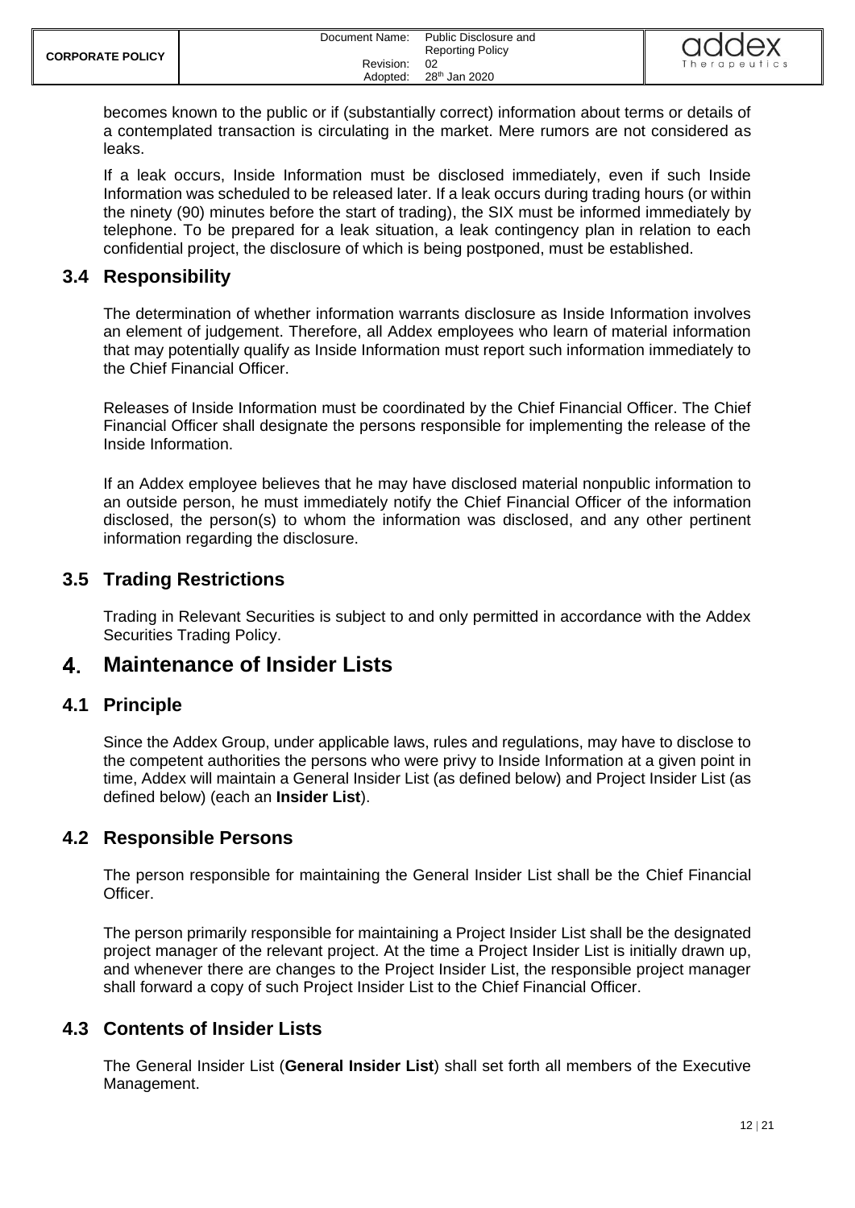becomes known to the public or if (substantially correct) information about terms or details of a contemplated transaction is circulating in the market. Mere rumors are not considered as leaks.

If a leak occurs, Inside Information must be disclosed immediately, even if such Inside Information was scheduled to be released later. If a leak occurs during trading hours (or within the ninety (90) minutes before the start of trading), the SIX must be informed immediately by telephone. To be prepared for a leak situation, a leak contingency plan in relation to each confidential project, the disclosure of which is being postponed, must be established.

### 3.4 Responsibility

The determination of whether information warrants disclosure as Inside Information involves an element of judgement. Therefore, all Addex employees who learn of material information that may potentially qualify as Inside Information must report such information immediately to the Chief Financial Officer.

Releases of Inside Information must be coordinated by the Chief Financial Officer. The Chief Financial Officer shall designate the persons responsible for implementing the release of the Inside Information.

If an Addex employee believes that he may have disclosed material nonpublic information to an outside person, he must immediately notify the Chief Financial Officer of the information disclosed, the person(s) to whom the information was disclosed, and any other pertinent information regarding the disclosure.

### 3.5 Trading Restrictions

Trading in Relevant Securities is subject to and only permitted in accordance with the Addex Securities Trading Policy.

## 4. Maintenance of Insider Lists

### 4.1 Principle

Since the Addex Group, under applicable laws, rules and regulations, may have to disclose to the competent authorities the persons who were privy to Inside Information at a given point in time, Addex will maintain a General Insider List (as defined below) and Project Insider List (as defined below) (each an **Insider List**).

### 4.2 Responsible Persons

The person responsible for maintaining the General Insider List shall be the Chief Financial Officer.

The person primarily responsible for maintaining a Project Insider List shall be the designated project manager of the relevant project. At the time a Project Insider List is initially drawn up, and whenever there are changes to the Project Insider List, the responsible project manager shall forward a copy of such Project Insider List to the Chief Financial Officer.

### 4.3 Contents of Insider Lists

The General Insider List (**General Insider List**) shall set forth all members of the Executive Management.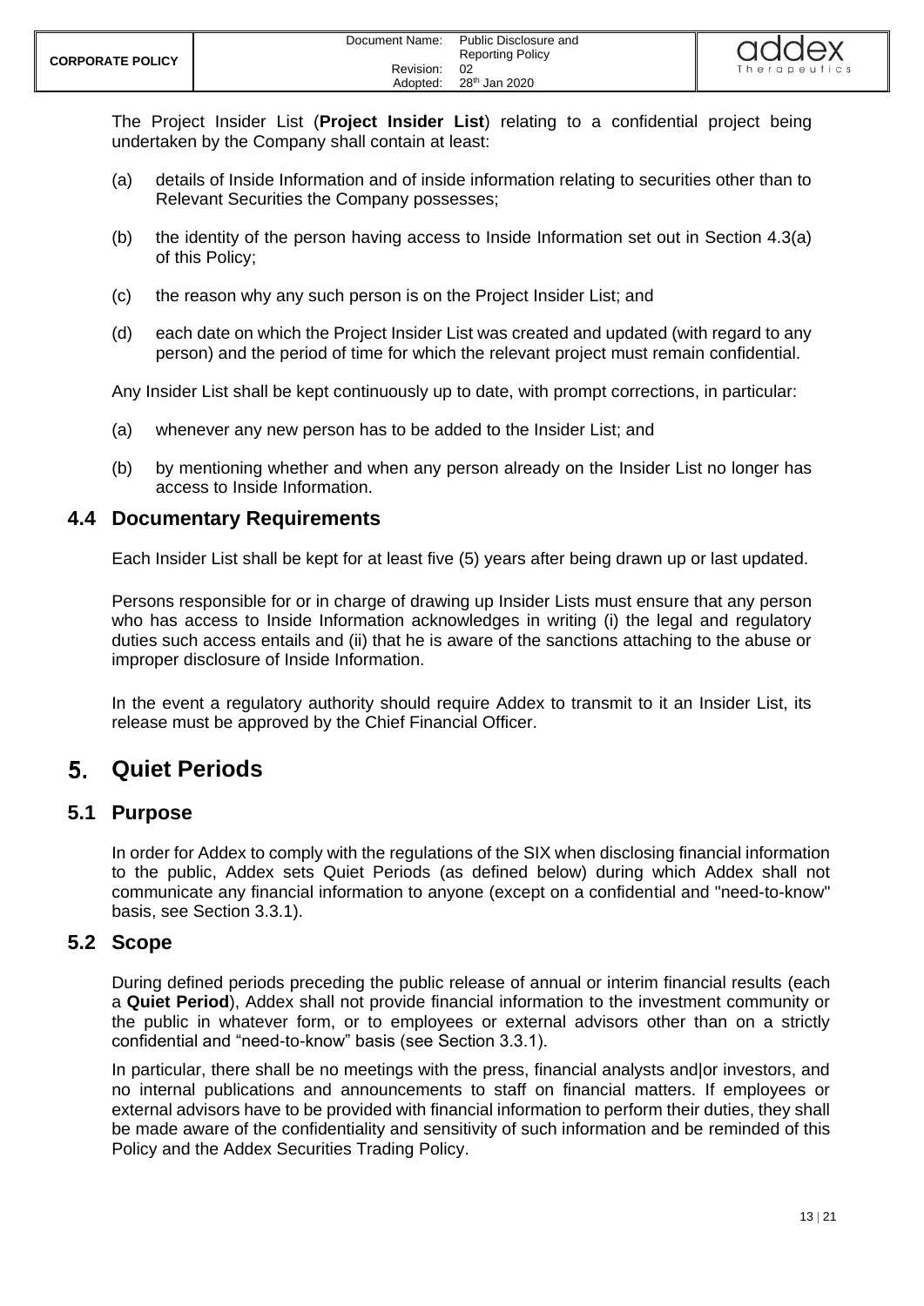The Project Insider List (**Project Insider List**) relating to a confidential project being undertaken by the Company shall contain at least:

(a) details of Inside Information and of inside information relating to securities other than to Relevant Securities the Company possesses;

(b) the identity of the person having access to Inside Information set out in Section 4.3(a) of this Policy;

(c) the reason why any such person is on the Project Insider List; and

(d) each date on which the Project Insider List was created and updated (with regard to any person) and the period of time for which the relevant project must remain confidential.

Any Insider List shall be kept continuously up to date, with prompt corrections, in particular:

(a) whenever any new person has to be added to the Insider List; and

(b) by mentioning whether and when any person already on the Insider List no longer has access to Inside Information.

## 4.4 Documentary Requirements

Each Insider List shall be kept for at least five (5) years after being drawn up or last updated.

Persons responsible for or in charge of drawing up Insider Lists must ensure that any person who has access to Inside Information acknowledges in writing (i) the legal and regulatory duties such access entails and (ii) that he is aware of the sanctions attaching to the abuse or improper disclosure of Inside Information.

In the event a regulatory authority should require Addex to transmit to it an Insider List, its release must be approved by the Chief Financial Officer.

# 5. Quiet Periods

## 5.1 Purpose

In order for Addex to comply with the regulations of the SIX when disclosing financial information to the public, Addex sets Quiet Periods (as defined below) during which Addex shall not communicate any financial information to anyone (except on a confidential and "need-to-know" basis, see Section 3.3.1).

## 5.2 Scope

During defined periods preceding the public release of annual or interim financial results (each a **Quiet Period**), Addex shall not provide financial information to the investment community or the public in whatever form, or to employees or external advisors other than on a strictly confidential and "need-to-know" basis (see Section 3.3.1).

In particular, there shall be no meetings with the press, financial analysts and|or investors, and no internal publications and announcements to staff on financial matters. If employees or external advisors have to be provided with financial information to perform their duties, they shall be made aware of the confidentiality and sensitivity of such information and be reminded of this Policy and the Addex Securities Trading Policy.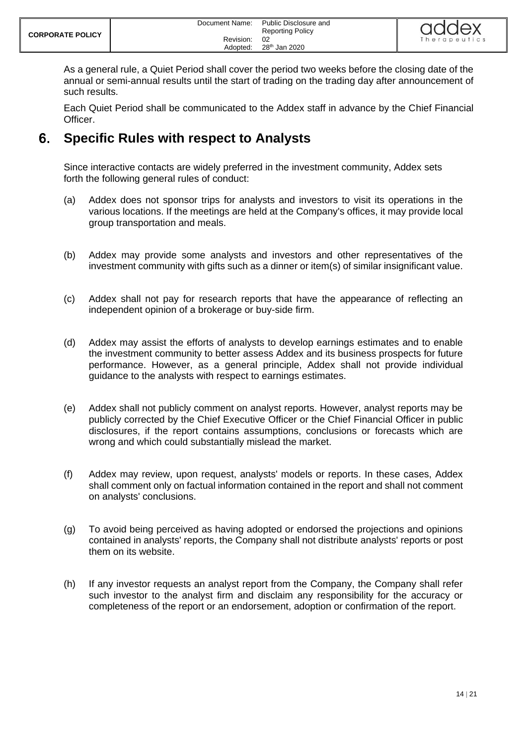As a general rule, a Quiet Period shall cover the period two weeks before the closing date of the annual or semi-annual results until the start of trading on the trading day after announcement of such results.

Each Quiet Period shall be communicated to the Addex staff in advance by the Chief Financial Officer.

# 6. Specific Rules with respect to Analysts

Since interactive contacts are widely preferred in the investment community, Addex sets forth the following general rules of conduct:

(a) Addex does not sponsor trips for analysts and investors to visit its operations in the various locations. If the meetings are held at the Company's offices, it may provide local group transportation and meals.

(b) Addex may provide some analysts and investors and other representatives of the investment community with gifts such as a dinner or item(s) of similar insignificant value.

(c) Addex shall not pay for research reports that have the appearance of reflecting an independent opinion of a brokerage or buy-side firm.

(d) Addex may assist the efforts of analysts to develop earnings estimates and to enable the investment community to better assess Addex and its business prospects for future performance. However, as a general principle, Addex shall not provide individual guidance to the analysts with respect to earnings estimates.

(e) Addex shall not publicly comment on analyst reports. However, analyst reports may be publicly corrected by the Chief Executive Officer or the Chief Financial Officer in public disclosures, if the report contains assumptions, conclusions or forecasts which are wrong and which could substantially mislead the market.

(f) Addex may review, upon request, analysts' models or reports. In these cases, Addex shall comment only on factual information contained in the report and shall not comment on analysts' conclusions.

(g) To avoid being perceived as having adopted or endorsed the projections and opinions contained in analysts' reports, the Company shall not distribute analysts' reports or post them on its website.

(h) If any investor requests an analyst report from the Company, the Company shall refer such investor to the analyst firm and disclaim any responsibility for the accuracy or completeness of the report or an endorsement, adoption or confirmation of the report.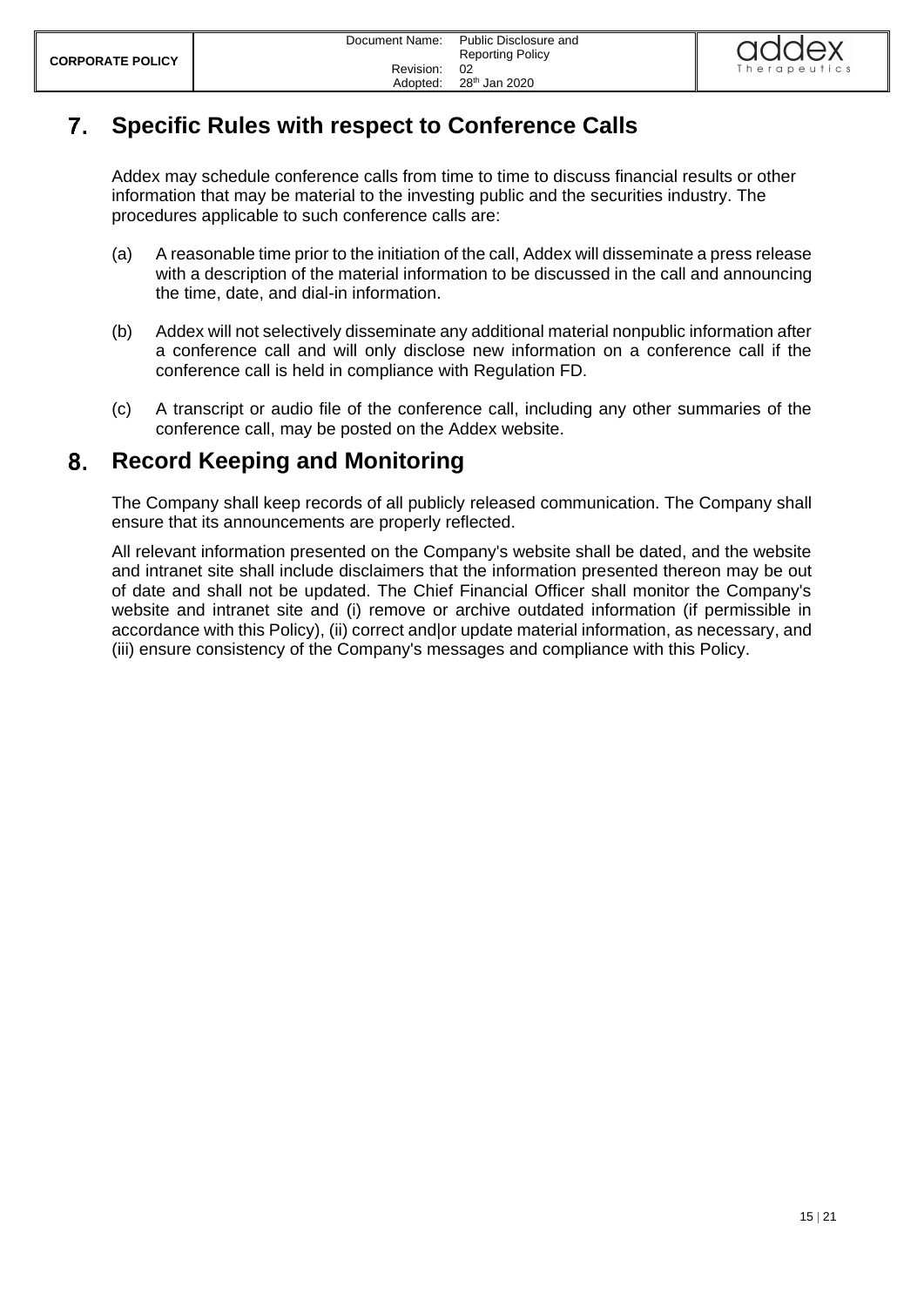## 7. Specific Rules with respect to Conference Calls

Addex may schedule conference calls from time to time to discuss financial results or other information that may be material to the investing public and the securities industry. The procedures applicable to such conference calls are:

(a) A reasonable time prior to the initiation of the call, Addex will disseminate a press release with a description of the material information to be discussed in the call and announcing the time, date, and dial-in information.

(b) Addex will not selectively disseminate any additional material nonpublic information after a conference call and will only disclose new information on a conference call if the conference call is held in compliance with Regulation FD.

(c) A transcript or audio file of the conference call, including any other summaries of the conference call, may be posted on the Addex website.

## 8. Record Keeping and Monitoring

The Company shall keep records of all publicly released communication. The Company shall ensure that its announcements are properly reflected.

All relevant information presented on the Company's website shall be dated, and the website and intranet site shall include disclaimers that the information presented thereon may be out of date and shall not be updated. The Chief Financial Officer shall monitor the Company's website and intranet site and (i) remove or archive outdated information (if permissible in accordance with this Policy), (ii) correct and|or update material information, as necessary, and (iii) ensure consistency of the Company's messages and compliance with this Policy.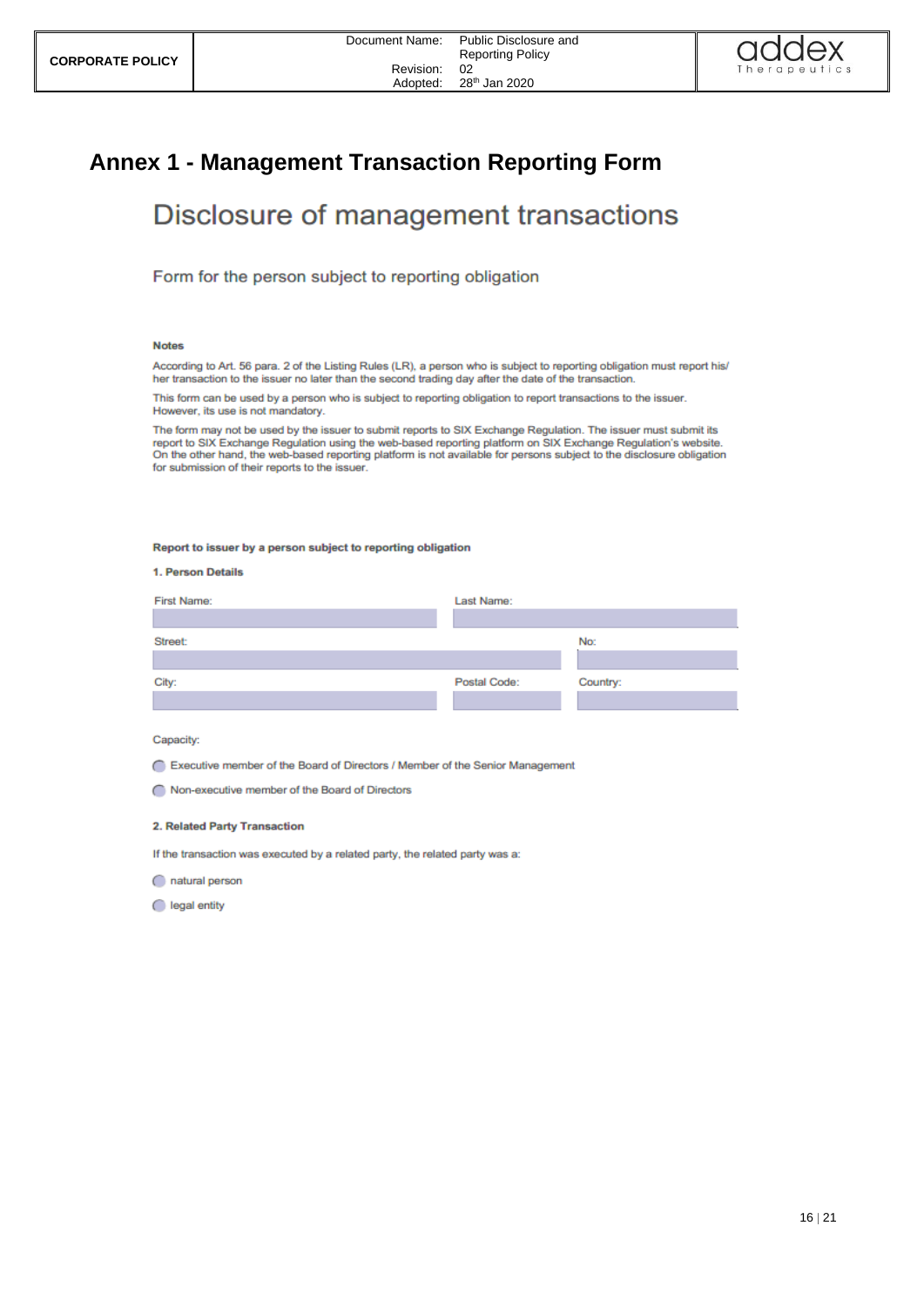# Annex 1 - Management Transaction Reporting Form

## Disclosure of management transactions

Form for the person subject to reporting obligation

**Notes**

According to Art. 56 para. 2 of the Listing Rules (LR), a person who is subject to reporting obligation must report his/ her transaction to the issuer no later than the second trading day after the date of the transaction.

This form can be used by a person who is subject to reporting obligation to report transactions to the issuer. However, its use is not mandatory.

The form may not be used by the issuer to submit reports to SIX Exchange Regulation. The issuer must submit its report to SIX Exchange Regulation using the web-based reporting platform on SIX Exchange Regulation's website. On the other hand, the web-based reporting platform is not available for persons subject to the disclosure obligation for submission of their reports to the issuer.

**Report to issuer by a person subject to reporting obligation**

**1. Person Details**

| First Name: | Last Name: | |
|---|---|---|
| | | |
| Street: | | No: |
| | | |
| City: | Postal Code: | Country: |
| | | |

Capacity:

- Executive member of the Board of Directors / Member of the Senior Management
- Non-executive member of the Board of Directors

**2. Related Party Transaction**

If the transaction was executed by a related party, the related party was a:

- natural person
- legal entity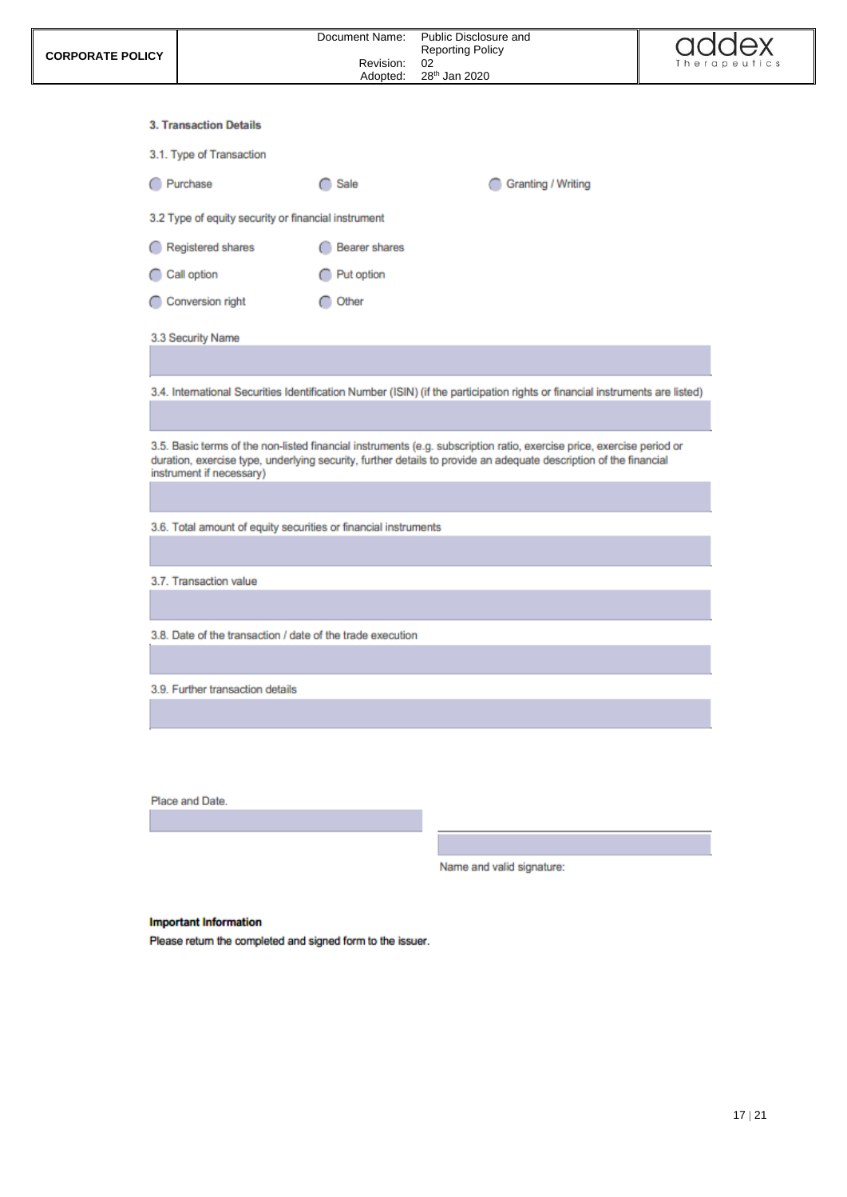### 3. Transaction Details

3.1. Type of Transaction

- ◯ Purchase
- ◯ Sale
- ◯ Granting / Writing

3.2 Type of equity security or financial instrument

- ◯ Registered shares
- ◯ Bearer shares
- ◯ Call option
- ◯ Put option
- ◯ Conversion right
- ◯ Other

3.3 Security Name

3.4. International Securities Identification Number (ISIN) (if the participation rights or financial instruments are listed)

3.5. Basic terms of the non-listed financial instruments (e.g. subscription ratio, exercise price, exercise period or duration, exercise type, underlying security, further details to provide an adequate description of the financial instrument if necessary)

3.6. Total amount of equity securities or financial instruments

3.7. Transaction value

3.8. Date of the transaction / date of the trade execution

3.9. Further transaction details

Place and Date.

Name and valid signature:

**Important Information**

Please return the completed and signed form to the issuer.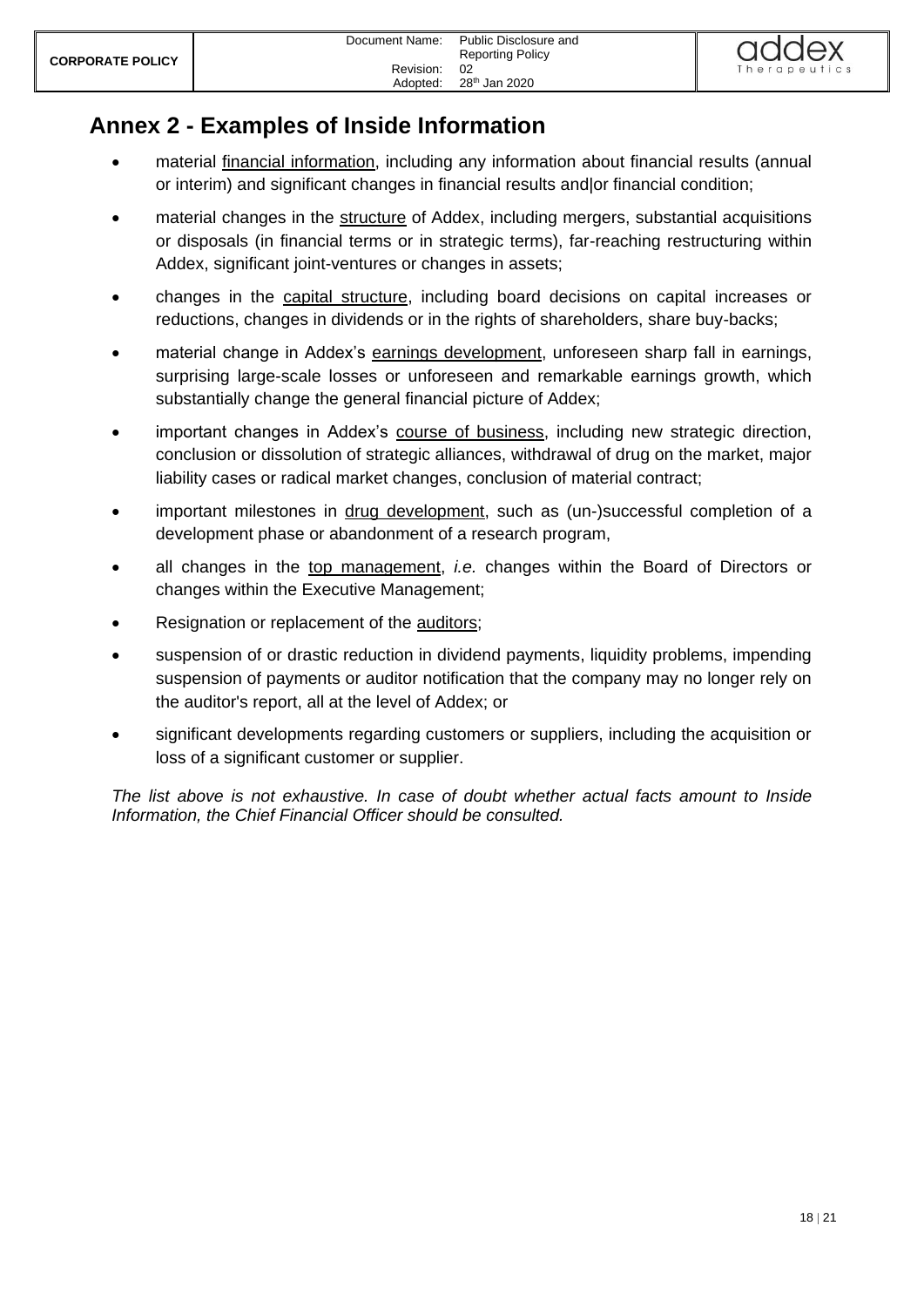## Annex 2 - Examples of Inside Information

- material financial information, including any information about financial results (annual or interim) and significant changes in financial results and|or financial condition;
- material changes in the structure of Addex, including mergers, substantial acquisitions or disposals (in financial terms or in strategic terms), far-reaching restructuring within Addex, significant joint-ventures or changes in assets;
- changes in the capital structure, including board decisions on capital increases or reductions, changes in dividends or in the rights of shareholders, share buy-backs;
- material change in Addex's earnings development, unforeseen sharp fall in earnings, surprising large-scale losses or unforeseen and remarkable earnings growth, which substantially change the general financial picture of Addex;
- important changes in Addex's course of business, including new strategic direction, conclusion or dissolution of strategic alliances, withdrawal of drug on the market, major liability cases or radical market changes, conclusion of material contract;
- important milestones in drug development, such as (un-)successful completion of a development phase or abandonment of a research program,
- all changes in the top management, *i.e.* changes within the Board of Directors or changes within the Executive Management;
- Resignation or replacement of the auditors;
- suspension of or drastic reduction in dividend payments, liquidity problems, impending suspension of payments or auditor notification that the company may no longer rely on the auditor's report, all at the level of Addex; or
- significant developments regarding customers or suppliers, including the acquisition or loss of a significant customer or supplier.

*The list above is not exhaustive. In case of doubt whether actual facts amount to Inside Information, the Chief Financial Officer should be consulted.*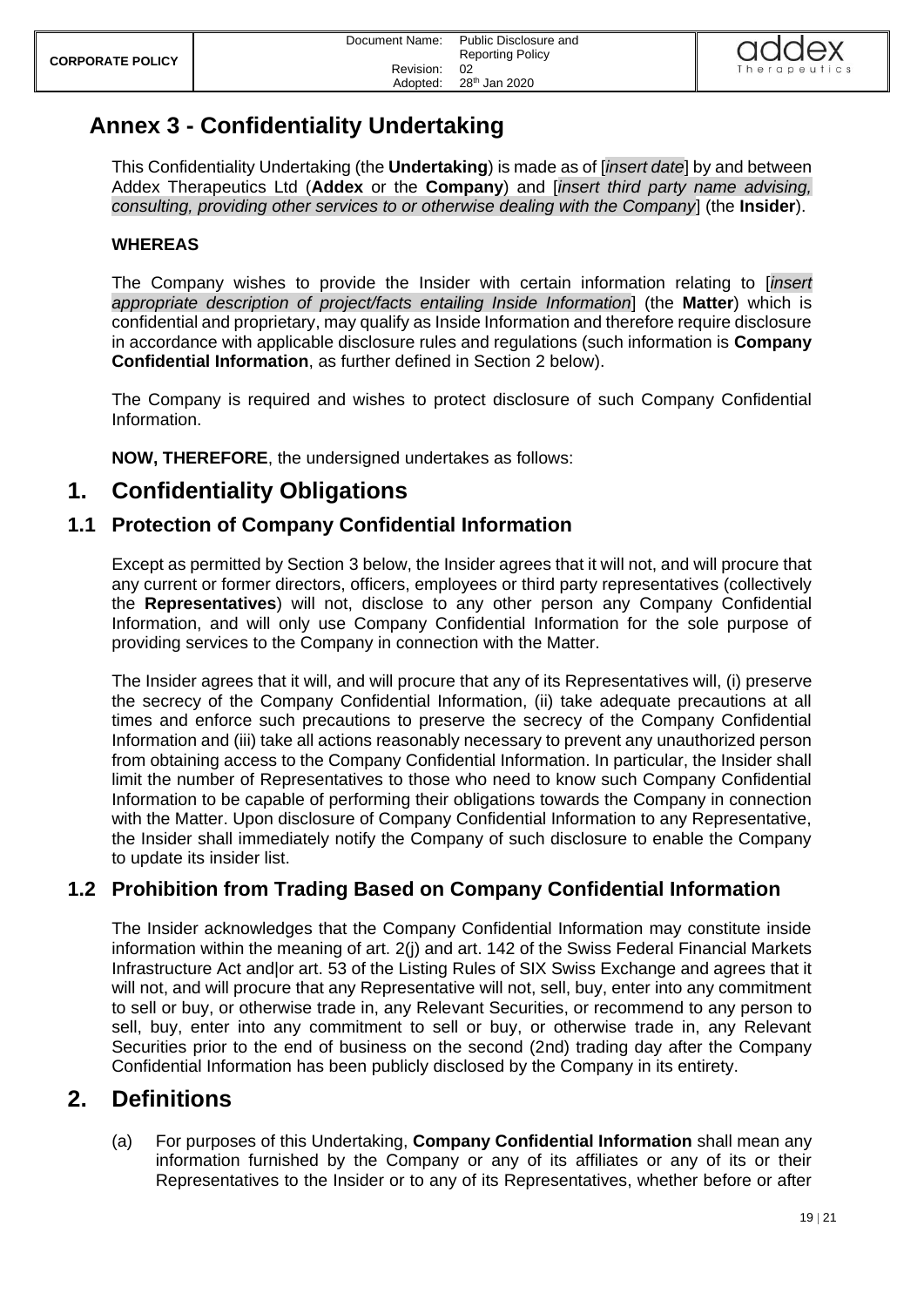# Annex 3 - Confidentiality Undertaking

This Confidentiality Undertaking (the **Undertaking**) is made as of [*insert date*] by and between Addex Therapeutics Ltd (**Addex** or the **Company**) and [*insert third party name advising, consulting, providing other services to or otherwise dealing with the Company*] (the **Insider**).

**WHEREAS**

The Company wishes to provide the Insider with certain information relating to [*insert appropriate description of project/facts entailing Inside Information*] (the **Matter**) which is confidential and proprietary, may qualify as Inside Information and therefore require disclosure in accordance with applicable disclosure rules and regulations (such information is **Company Confidential Information**, as further defined in Section 2 below).

The Company is required and wishes to protect disclosure of such Company Confidential Information.

**NOW, THEREFORE**, the undersigned undertakes as follows:

# 1. Confidentiality Obligations

## 1.1 Protection of Company Confidential Information

Except as permitted by Section 3 below, the Insider agrees that it will not, and will procure that any current or former directors, officers, employees or third party representatives (collectively the **Representatives**) will not, disclose to any other person any Company Confidential Information, and will only use Company Confidential Information for the sole purpose of providing services to the Company in connection with the Matter.

The Insider agrees that it will, and will procure that any of its Representatives will, (i) preserve the secrecy of the Company Confidential Information, (ii) take adequate precautions at all times and enforce such precautions to preserve the secrecy of the Company Confidential Information and (iii) take all actions reasonably necessary to prevent any unauthorized person from obtaining access to the Company Confidential Information. In particular, the Insider shall limit the number of Representatives to those who need to know such Company Confidential Information to be capable of performing their obligations towards the Company in connection with the Matter. Upon disclosure of Company Confidential Information to any Representative, the Insider shall immediately notify the Company of such disclosure to enable the Company to update its insider list.

## 1.2 Prohibition from Trading Based on Company Confidential Information

The Insider acknowledges that the Company Confidential Information may constitute inside information within the meaning of art. 2(j) and art. 142 of the Swiss Federal Financial Markets Infrastructure Act and|or art. 53 of the Listing Rules of SIX Swiss Exchange and agrees that it will not, and will procure that any Representative will not, sell, buy, enter into any commitment to sell or buy, or otherwise trade in, any Relevant Securities, or recommend to any person to sell, buy, enter into any commitment to sell or buy, or otherwise trade in, any Relevant Securities prior to the end of business on the second (2nd) trading day after the Company Confidential Information has been publicly disclosed by the Company in its entirety.

# 2. Definitions

(a) For purposes of this Undertaking, **Company Confidential Information** shall mean any information furnished by the Company or any of its affiliates or any of its or their Representatives to the Insider or to any of its Representatives, whether before or after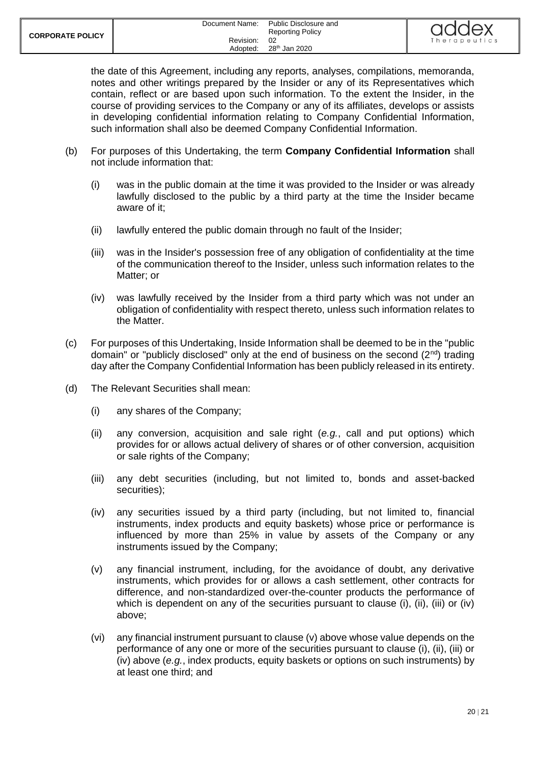the date of this Agreement, including any reports, analyses, compilations, memoranda, notes and other writings prepared by the Insider or any of its Representatives which contain, reflect or are based upon such information. To the extent the Insider, in the course of providing services to the Company or any of its affiliates, develops or assists in developing confidential information relating to Company Confidential Information, such information shall also be deemed Company Confidential Information.

(b) For purposes of this Undertaking, the term **Company Confidential Information** shall not include information that:

(i) was in the public domain at the time it was provided to the Insider or was already lawfully disclosed to the public by a third party at the time the Insider became aware of it;

(ii) lawfully entered the public domain through no fault of the Insider;

(iii) was in the Insider's possession free of any obligation of confidentiality at the time of the communication thereof to the Insider, unless such information relates to the Matter; or

(iv) was lawfully received by the Insider from a third party which was not under an obligation of confidentiality with respect thereto, unless such information relates to the Matter.

(c) For purposes of this Undertaking, Inside Information shall be deemed to be in the "public domain" or "publicly disclosed" only at the end of business on the second (2nd) trading day after the Company Confidential Information has been publicly released in its entirety.

(d) The Relevant Securities shall mean:

(i) any shares of the Company;

(ii) any conversion, acquisition and sale right (*e.g.*, call and put options) which provides for or allows actual delivery of shares or of other conversion, acquisition or sale rights of the Company;

(iii) any debt securities (including, but not limited to, bonds and asset-backed securities);

(iv) any securities issued by a third party (including, but not limited to, financial instruments, index products and equity baskets) whose price or performance is influenced by more than 25% in value by assets of the Company or any instruments issued by the Company;

(v) any financial instrument, including, for the avoidance of doubt, any derivative instruments, which provides for or allows a cash settlement, other contracts for difference, and non-standardized over-the-counter products the performance of which is dependent on any of the securities pursuant to clause (i), (ii), (iii) or (iv) above;

(vi) any financial instrument pursuant to clause (v) above whose value depends on the performance of any one or more of the securities pursuant to clause (i), (ii), (iii) or (iv) above (*e.g.*, index products, equity baskets or options on such instruments) by at least one third; and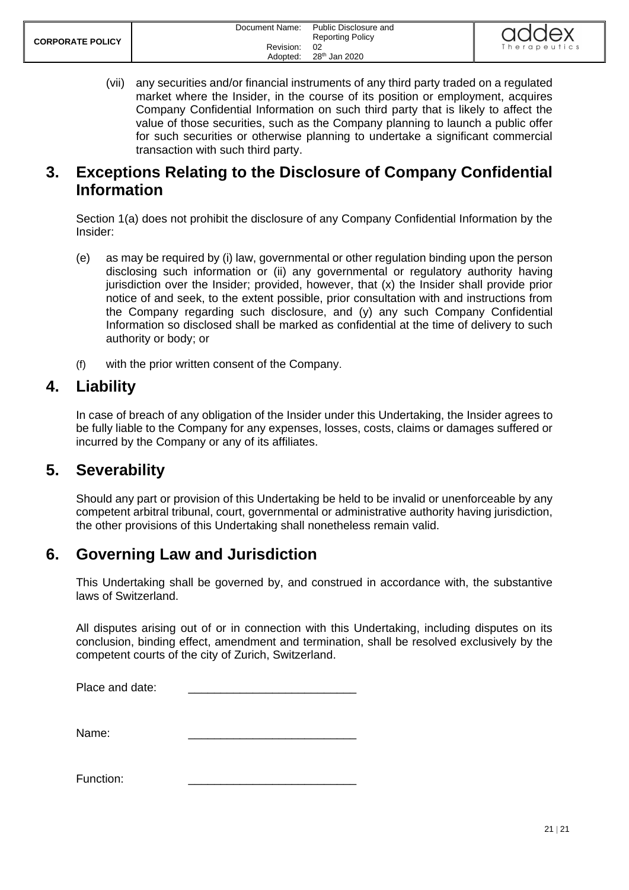(vii) any securities and/or financial instruments of any third party traded on a regulated market where the Insider, in the course of its position or employment, acquires Company Confidential Information on such third party that is likely to affect the value of those securities, such as the Company planning to launch a public offer for such securities or otherwise planning to undertake a significant commercial transaction with such third party.

## 3. Exceptions Relating to the Disclosure of Company Confidential Information

Section 1(a) does not prohibit the disclosure of any Company Confidential Information by the Insider:

(e) as may be required by (i) law, governmental or other regulation binding upon the person disclosing such information or (ii) any governmental or regulatory authority having jurisdiction over the Insider; provided, however, that (x) the Insider shall provide prior notice of and seek, to the extent possible, prior consultation with and instructions from the Company regarding such disclosure, and (y) any such Company Confidential Information so disclosed shall be marked as confidential at the time of delivery to such authority or body; or

(f) with the prior written consent of the Company.

## 4. Liability

In case of breach of any obligation of the Insider under this Undertaking, the Insider agrees to be fully liable to the Company for any expenses, losses, costs, claims or damages suffered or incurred by the Company or any of its affiliates.

## 5. Severability

Should any part or provision of this Undertaking be held to be invalid or unenforceable by any competent arbitral tribunal, court, governmental or administrative authority having jurisdiction, the other provisions of this Undertaking shall nonetheless remain valid.

## 6. Governing Law and Jurisdiction

This Undertaking shall be governed by, and construed in accordance with, the substantive laws of Switzerland.

All disputes arising out of or in connection with this Undertaking, including disputes on its conclusion, binding effect, amendment and termination, shall be resolved exclusively by the competent courts of the city of Zurich, Switzerland.

Place and date: ___________________________

Name: ___________________________

Function: ___________________________